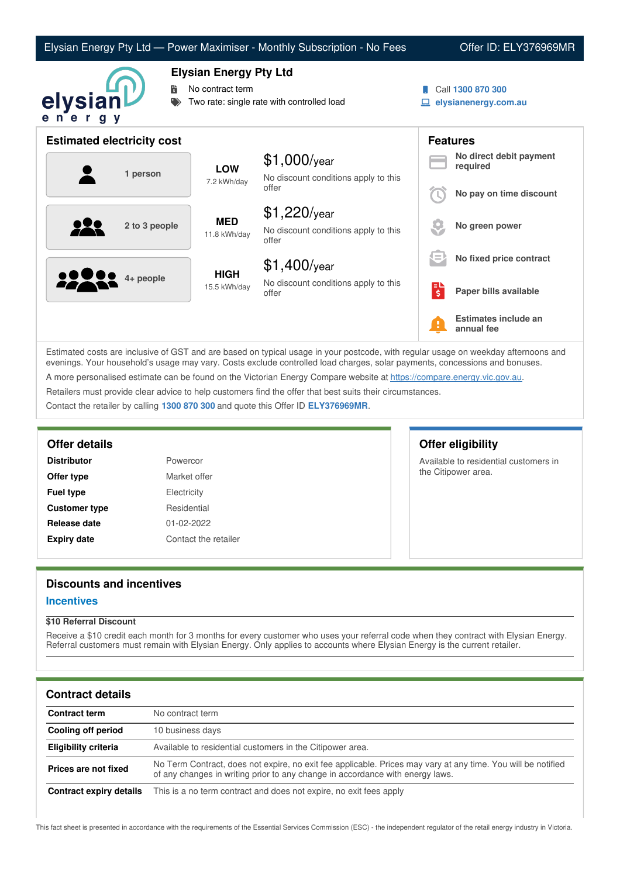# Elysian Energy Pty Ltd — Power Maximiser - Monthly Subscription - No Fees

Offer ID: ELY376969MR

## Elysian Energy Pty Ltd

- No contract term
- Two rate: single rate with controlled load

Call **1300 870 300**
**elysianenergy.com.au**

## Estimated electricity cost

| Household | Usage | Cost |
|---|---|---|
| 1 person | **LOW** 7.2 kWh/day | $1,000/year — No discount conditions apply to this offer |
| 2 to 3 people | **MED** 11.8 kWh/day | $1,220/year — No discount conditions apply to this offer |
| 4+ people | **HIGH** 15.5 kWh/day | $1,400/year — No discount conditions apply to this offer |

## Features

- **No direct debit payment required**
- **No pay on time discount**
- **No green power**
- **No fixed price contract**
- **Paper bills available**
- **Estimates include an annual fee**

Estimated costs are inclusive of GST and are based on typical usage in your postcode, with regular usage on weekday afternoons and evenings. Your household's usage may vary. Costs exclude controlled load charges, solar payments, concessions and bonuses.

A more personalised estimate can be found on the Victorian Energy Compare website at https://compare.energy.vic.gov.au.

Retailers must provide clear advice to help customers find the offer that best suits their circumstances.

Contact the retailer by calling **1300 870 300** and quote this Offer ID **ELY376969MR**.

## Offer details

| | |
|---|---|
| **Distributor** | Powercor |
| **Offer type** | Market offer |
| **Fuel type** | Electricity |
| **Customer type** | Residential |
| **Release date** | 01-02-2022 |
| **Expiry date** | Contact the retailer |

## Offer eligibility

Available to residential customers in the Citipower area.

## Discounts and incentives

### Incentives

**$10 Referral Discount**

Receive a $10 credit each month for 3 months for every customer who uses your referral code when they contract with Elysian Energy. Referral customers must remain with Elysian Energy. Only applies to accounts where Elysian Energy is the current retailer.

## Contract details

| | |
|---|---|
| **Contract term** | No contract term |
| **Cooling off period** | 10 business days |
| **Eligibility criteria** | Available to residential customers in the Citipower area. |
| **Prices are not fixed** | No Term Contract, does not expire, no exit fee applicable. Prices may vary at any time. You will be notified of any changes in writing prior to any change in accordance with energy laws. |
| **Contract expiry details** | This is a no term contract and does not expire, no exit fees apply |

This fact sheet is presented in accordance with the requirements of the Essential Services Commission (ESC) - the independent regulator of the retail energy industry in Victoria.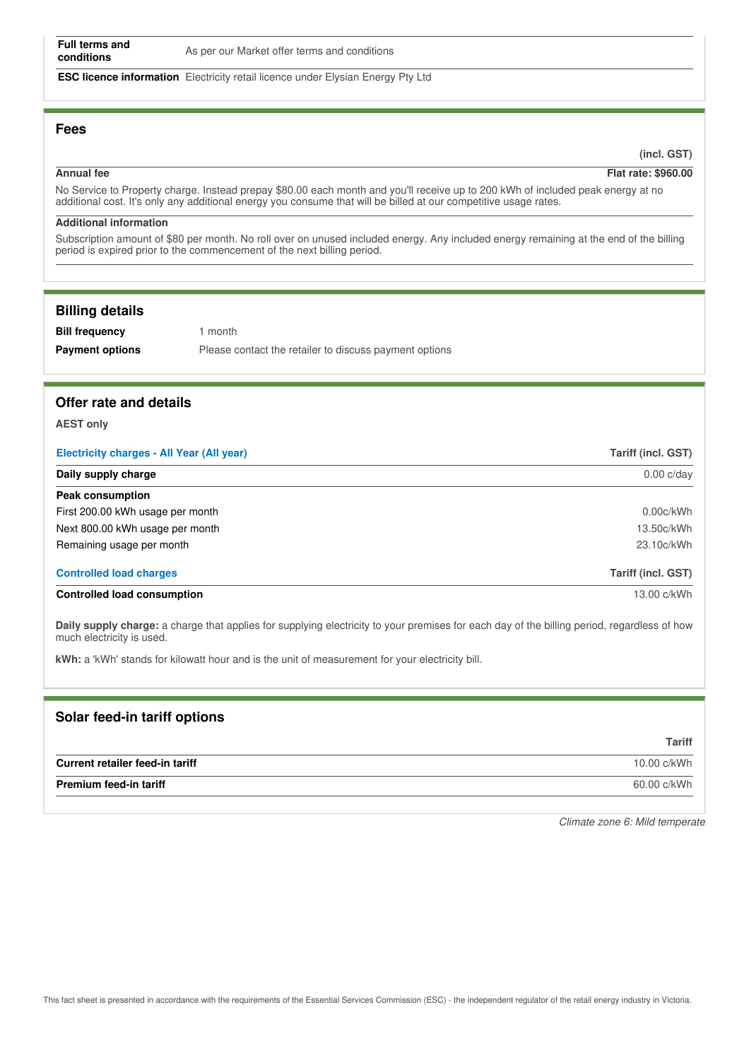| | |
|---|---|
| **Full terms and conditions** | As per our Market offer terms and conditions |
| **ESC licence information** | Electricity retail licence under Elysian Energy Pty Ltd |

## Fees

| | (incl. GST) |
|---|---|
| **Annual fee** | **Flat rate: $960.00** |

No Service to Property charge. Instead prepay $80.00 each month and you'll receive up to 200 kWh of included peak energy at no additional cost. It's only any additional energy you consume that will be billed at our competitive usage rates.

**Additional information**

Subscription amount of $80 per month. No roll over on unused included energy. Any included energy remaining at the end of the billing period is expired prior to the commencement of the next billing period.

## Billing details

| | |
|---|---|
| **Bill frequency** | 1 month |
| **Payment options** | Please contact the retailer to discuss payment options |

## Offer rate and details

**AEST only**

| Electricity charges - All Year (All year) | Tariff (incl. GST) |
|---|---|
| **Daily supply charge** | 0.00 c/day |
| **Peak consumption** | |
| First 200.00 kWh usage per month | 0.00c/kWh |
| Next 800.00 kWh usage per month | 13.50c/kWh |
| Remaining usage per month | 23.10c/kWh |

| Controlled load charges | Tariff (incl. GST) |
|---|---|
| **Controlled load consumption** | 13.00 c/kWh |

**Daily supply charge:** a charge that applies for supplying electricity to your premises for each day of the billing period, regardless of how much electricity is used.

**kWh:** a 'kWh' stands for kilowatt hour and is the unit of measurement for your electricity bill.

## Solar feed-in tariff options

| | Tariff |
|---|---|
| **Current retailer feed-in tariff** | 10.00 c/kWh |
| **Premium feed-in tariff** | 60.00 c/kWh |

*Climate zone 6: Mild temperate*

This fact sheet is presented in accordance with the requirements of the Essential Services Commission (ESC) - the independent regulator of the retail energy industry in Victoria.